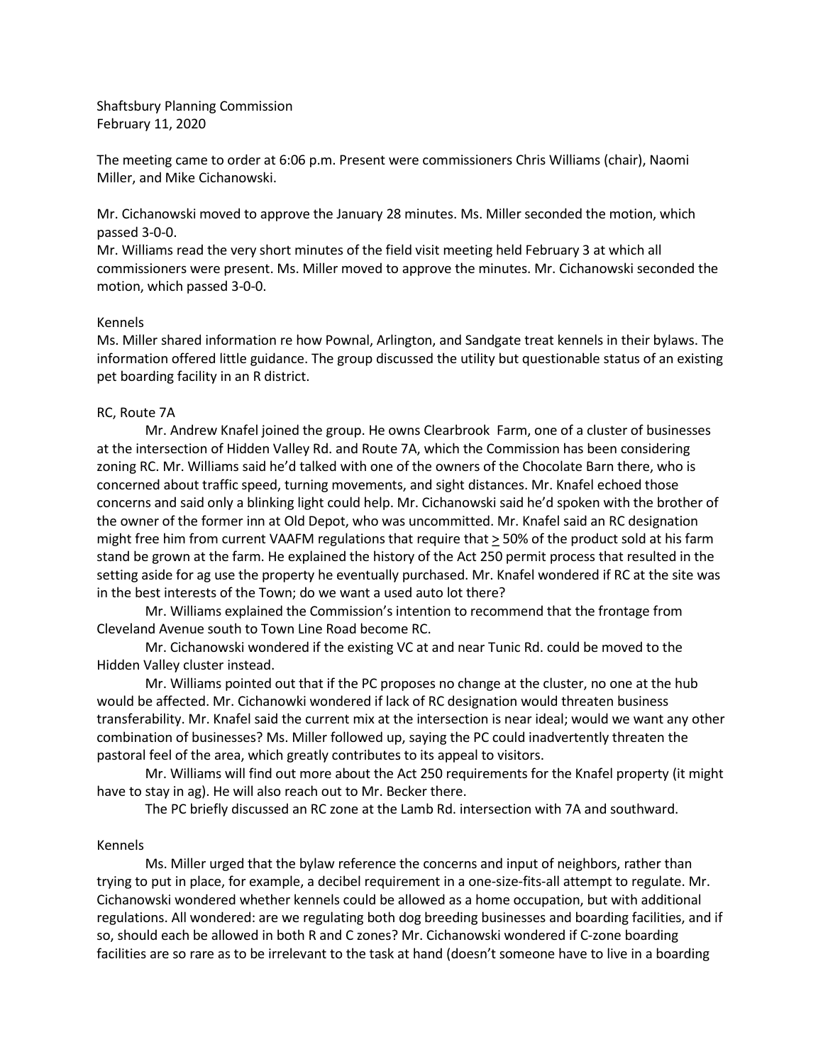Shaftsbury Planning Commission
February 11, 2020

The meeting came to order at 6:06 p.m. Present were commissioners Chris Williams (chair), Naomi Miller, and Mike Cichanowski.

Mr. Cichanowski moved to approve the January 28 minutes. Ms. Miller seconded the motion, which passed 3-0-0.
Mr. Williams read the very short minutes of the field visit meeting held February 3 at which all commissioners were present. Ms. Miller moved to approve the minutes. Mr. Cichanowski seconded the motion, which passed 3-0-0.

Kennels
Ms. Miller shared information re how Pownal, Arlington, and Sandgate treat kennels in their bylaws. The information offered little guidance. The group discussed the utility but questionable status of an existing pet boarding facility in an R district.

RC, Route 7A

Mr. Andrew Knafel joined the group. He owns Clearbrook Farm, one of a cluster of businesses at the intersection of Hidden Valley Rd. and Route 7A, which the Commission has been considering zoning RC. Mr. Williams said he'd talked with one of the owners of the Chocolate Barn there, who is concerned about traffic speed, turning movements, and sight distances. Mr. Knafel echoed those concerns and said only a blinking light could help. Mr. Cichanowski said he'd spoken with the brother of the owner of the former inn at Old Depot, who was uncommitted. Mr. Knafel said an RC designation might free him from current VAAFM regulations that require that $\geq$ 50% of the product sold at his farm stand be grown at the farm. He explained the history of the Act 250 permit process that resulted in the setting aside for ag use the property he eventually purchased. Mr. Knafel wondered if RC at the site was in the best interests of the Town; do we want a used auto lot there?

Mr. Williams explained the Commission's intention to recommend that the frontage from Cleveland Avenue south to Town Line Road become RC.

Mr. Cichanowski wondered if the existing VC at and near Tunic Rd. could be moved to the Hidden Valley cluster instead.

Mr. Williams pointed out that if the PC proposes no change at the cluster, no one at the hub would be affected. Mr. Cichanowki wondered if lack of RC designation would threaten business transferability. Mr. Knafel said the current mix at the intersection is near ideal; would we want any other combination of businesses? Ms. Miller followed up, saying the PC could inadvertently threaten the pastoral feel of the area, which greatly contributes to its appeal to visitors.

Mr. Williams will find out more about the Act 250 requirements for the Knafel property (it might have to stay in ag). He will also reach out to Mr. Becker there.

The PC briefly discussed an RC zone at the Lamb Rd. intersection with 7A and southward.

Kennels

Ms. Miller urged that the bylaw reference the concerns and input of neighbors, rather than trying to put in place, for example, a decibel requirement in a one-size-fits-all attempt to regulate. Mr. Cichanowski wondered whether kennels could be allowed as a home occupation, but with additional regulations. All wondered: are we regulating both dog breeding businesses and boarding facilities, and if so, should each be allowed in both R and C zones? Mr. Cichanowski wondered if C-zone boarding facilities are so rare as to be irrelevant to the task at hand (doesn't someone have to live in a boarding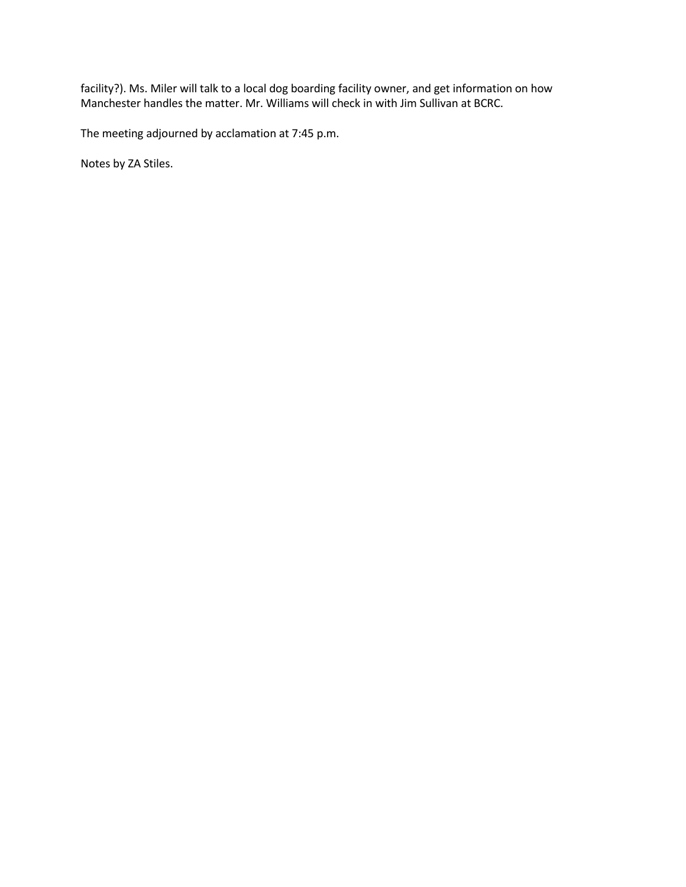facility?). Ms. Miler will talk to a local dog boarding facility owner, and get information on how Manchester handles the matter. Mr. Williams will check in with Jim Sullivan at BCRC.

The meeting adjourned by acclamation at 7:45 p.m.

Notes by ZA Stiles.